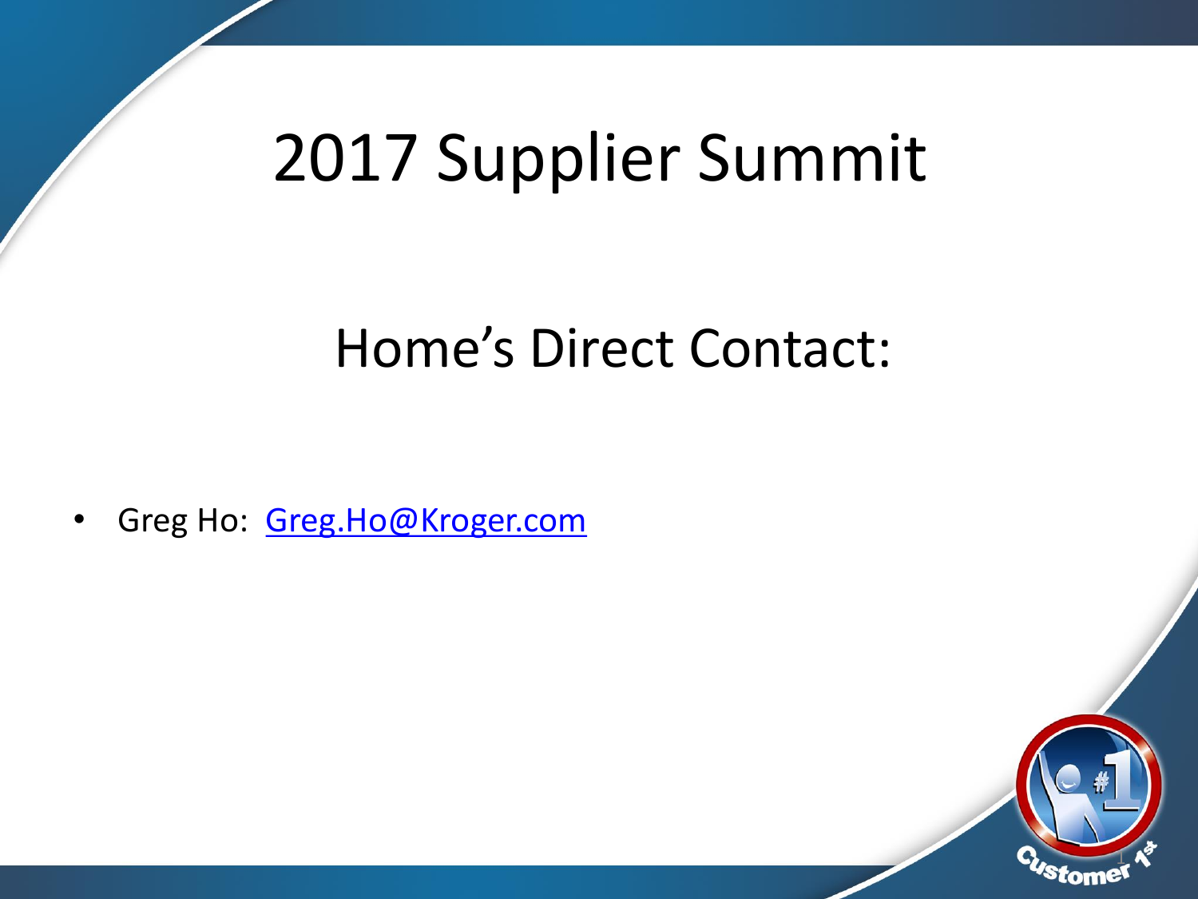# 2017 Supplier Summit

## Home's Direct Contact:

- Greg Ho: Greg.Ho@Kroger.com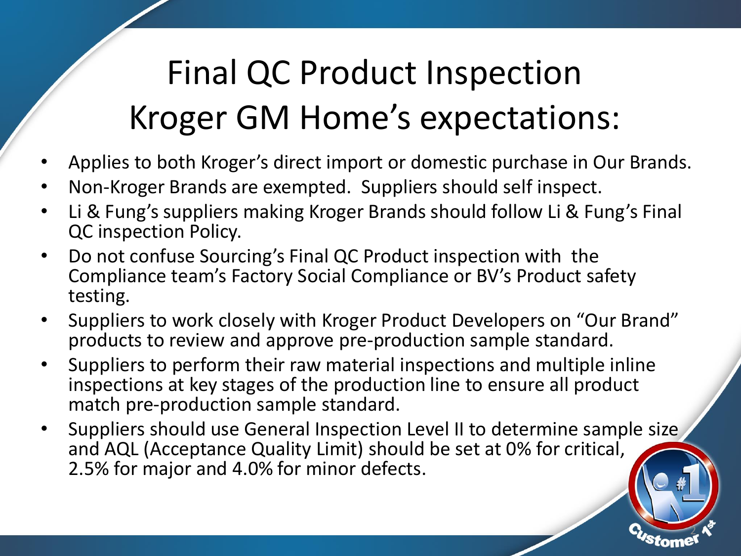# Final QC Product Inspection Kroger GM Home's expectations:

- Applies to both Kroger's direct import or domestic purchase in Our Brands.
- Non-Kroger Brands are exempted. Suppliers should self inspect.
- Li & Fung's suppliers making Kroger Brands should follow Li & Fung's Final QC inspection Policy.
- Do not confuse Sourcing's Final QC Product inspection with the Compliance team's Factory Social Compliance or BV's Product safety testing.
- Suppliers to work closely with Kroger Product Developers on "Our Brand" products to review and approve pre-production sample standard.
- Suppliers to perform their raw material inspections and multiple inline inspections at key stages of the production line to ensure all product match pre-production sample standard.
- Suppliers should use General Inspection Level II to determine sample size and AQL (Acceptance Quality Limit) should be set at 0% for critical, 2.5% for major and 4.0% for minor defects.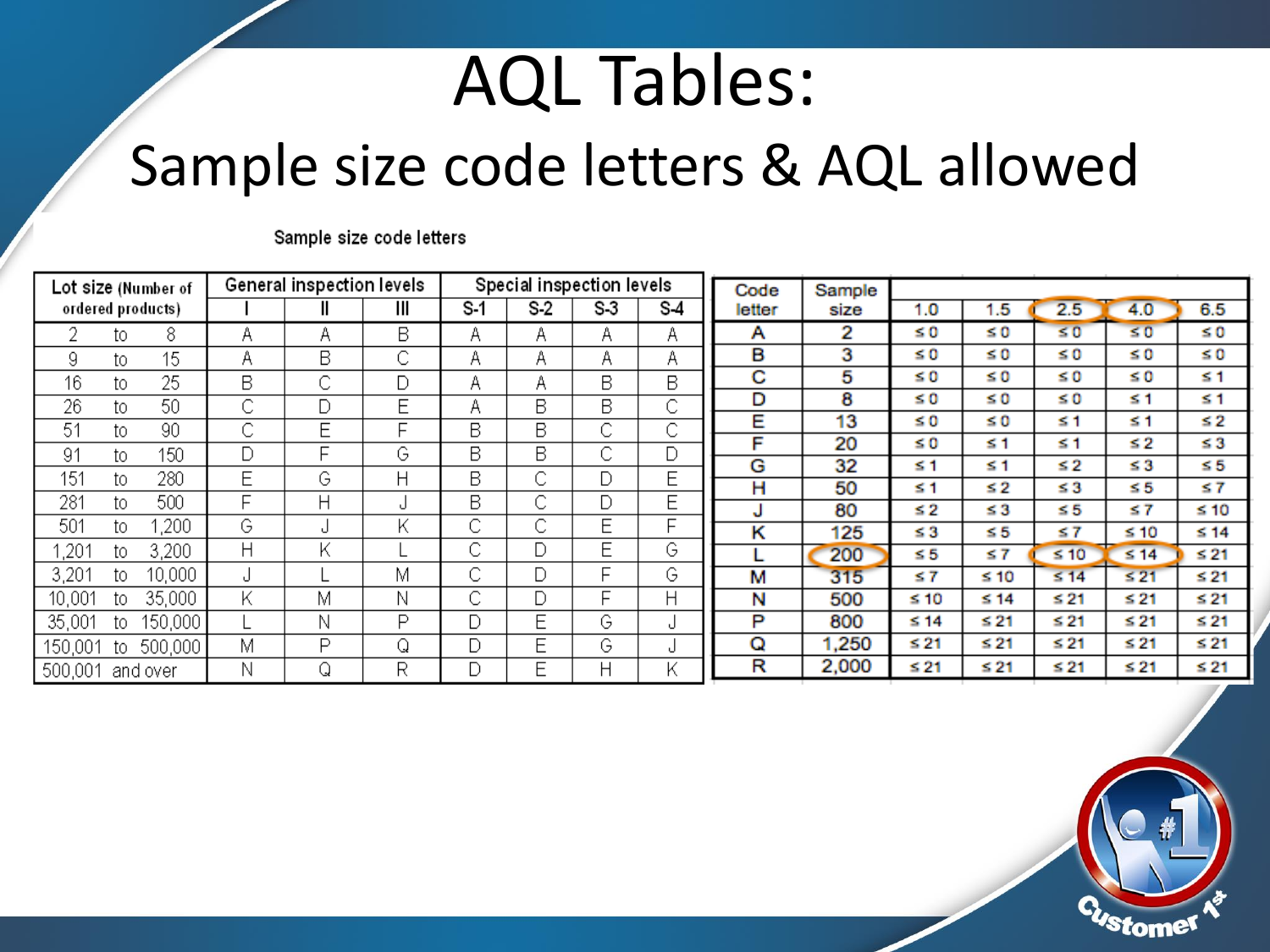# AQL Tables:

## Sample size code letters & AQL allowed

Sample size code letters

| Lot size (Number of ordered products) | General inspection levels | | | Special inspection levels | | | |
|---|---|---|---|---|---|---|---|
| | I | II | III | S-1 | S-2 | S-3 | S-4 |
| 2 to 8 | A | A | B | A | A | A | A |
| 9 to 15 | A | B | C | A | A | A | A |
| 16 to 25 | B | C | D | A | A | B | B |
| 26 to 50 | C | D | E | A | B | B | C |
| 51 to 90 | C | E | F | B | B | C | C |
| 91 to 150 | D | F | G | B | B | C | D |
| 151 to 280 | E | G | H | B | C | D | E |
| 281 to 500 | F | H | J | B | C | D | E |
| 501 to 1,200 | G | J | K | C | C | E | F |
| 1,201 to 3,200 | H | K | L | C | D | E | G |
| 3,201 to 10,000 | J | L | M | C | D | F | G |
| 10,001 to 35,000 | K | M | N | C | D | F | H |
| 35,001 to 150,000 | L | N | P | D | E | G | J |
| 150,001 to 500,000 | M | P | Q | D | E | G | J |
| 500,001 and over | N | Q | R | D | E | H | K |

| Code letter | Sample size | 1.0 | 1.5 | 2.5 | 4.0 | 6.5 |
|---|---|---|---|---|---|---|
| A | 2 | ≤ 0 | ≤ 0 | ≤ 0 | ≤ 0 | ≤ 0 |
| B | 3 | ≤ 0 | ≤ 0 | ≤ 0 | ≤ 0 | ≤ 0 |
| C | 5 | ≤ 0 | ≤ 0 | ≤ 0 | ≤ 0 | ≤ 1 |
| D | 8 | ≤ 0 | ≤ 0 | ≤ 0 | ≤ 1 | ≤ 1 |
| E | 13 | ≤ 0 | ≤ 0 | ≤ 1 | ≤ 1 | ≤ 2 |
| F | 20 | ≤ 0 | ≤ 1 | ≤ 1 | ≤ 2 | ≤ 3 |
| G | 32 | ≤ 1 | ≤ 1 | ≤ 2 | ≤ 3 | ≤ 5 |
| H | 50 | ≤ 1 | ≤ 2 | ≤ 3 | ≤ 5 | ≤ 7 |
| J | 80 | ≤ 2 | ≤ 3 | ≤ 5 | ≤ 7 | ≤ 10 |
| K | 125 | ≤ 3 | ≤ 5 | ≤ 7 | ≤ 10 | ≤ 14 |
| L | 200 | ≤ 5 | ≤ 7 | ≤ 10 | ≤ 14 | ≤ 21 |
| M | 315 | ≤ 7 | ≤ 10 | ≤ 14 | ≤ 21 | ≤ 21 |
| N | 500 | ≤ 10 | ≤ 14 | ≤ 21 | ≤ 21 | ≤ 21 |
| P | 800 | ≤ 14 | ≤ 21 | ≤ 21 | ≤ 21 | ≤ 21 |
| Q | 1,250 | ≤ 21 | ≤ 21 | ≤ 21 | ≤ 21 | ≤ 21 |
| R | 2,000 | ≤ 21 | ≤ 21 | ≤ 21 | ≤ 21 | ≤ 21 |

Customer 1st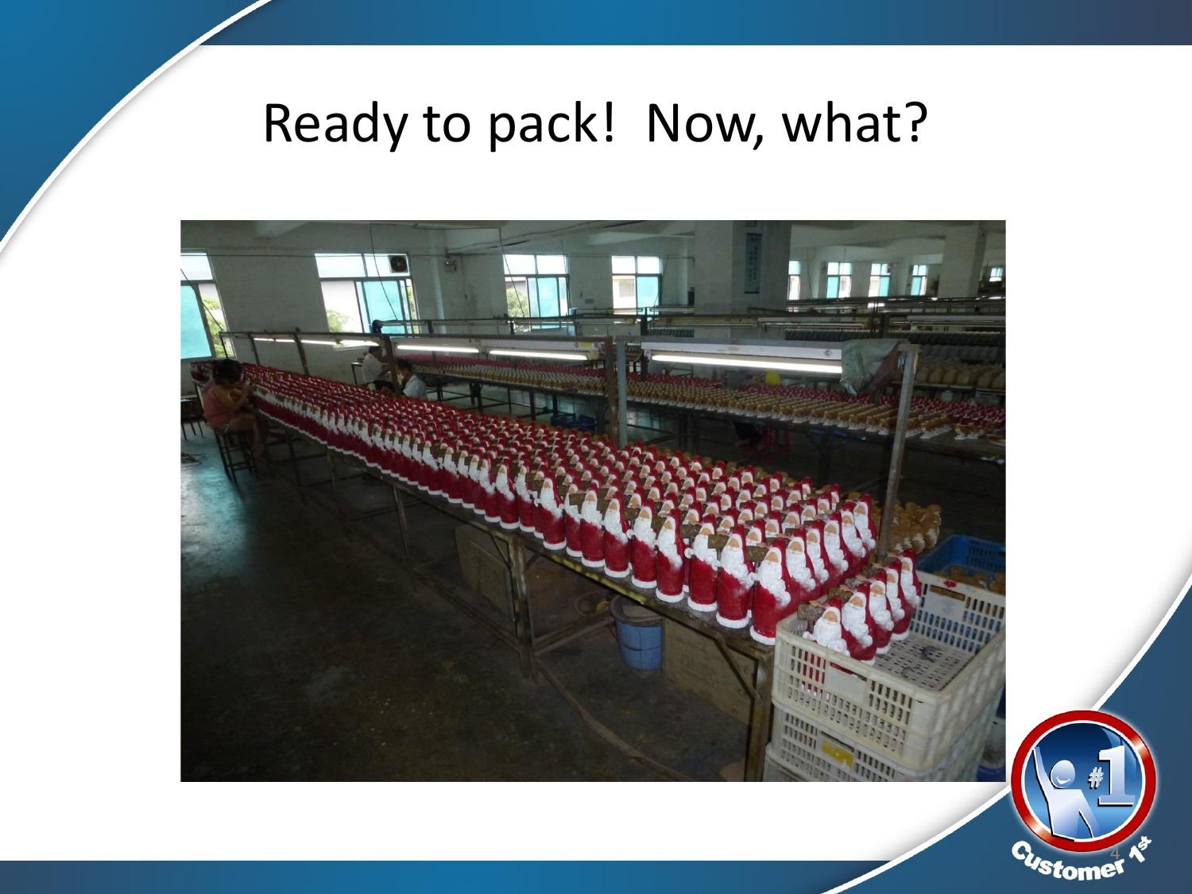# Ready to pack!  Now, what?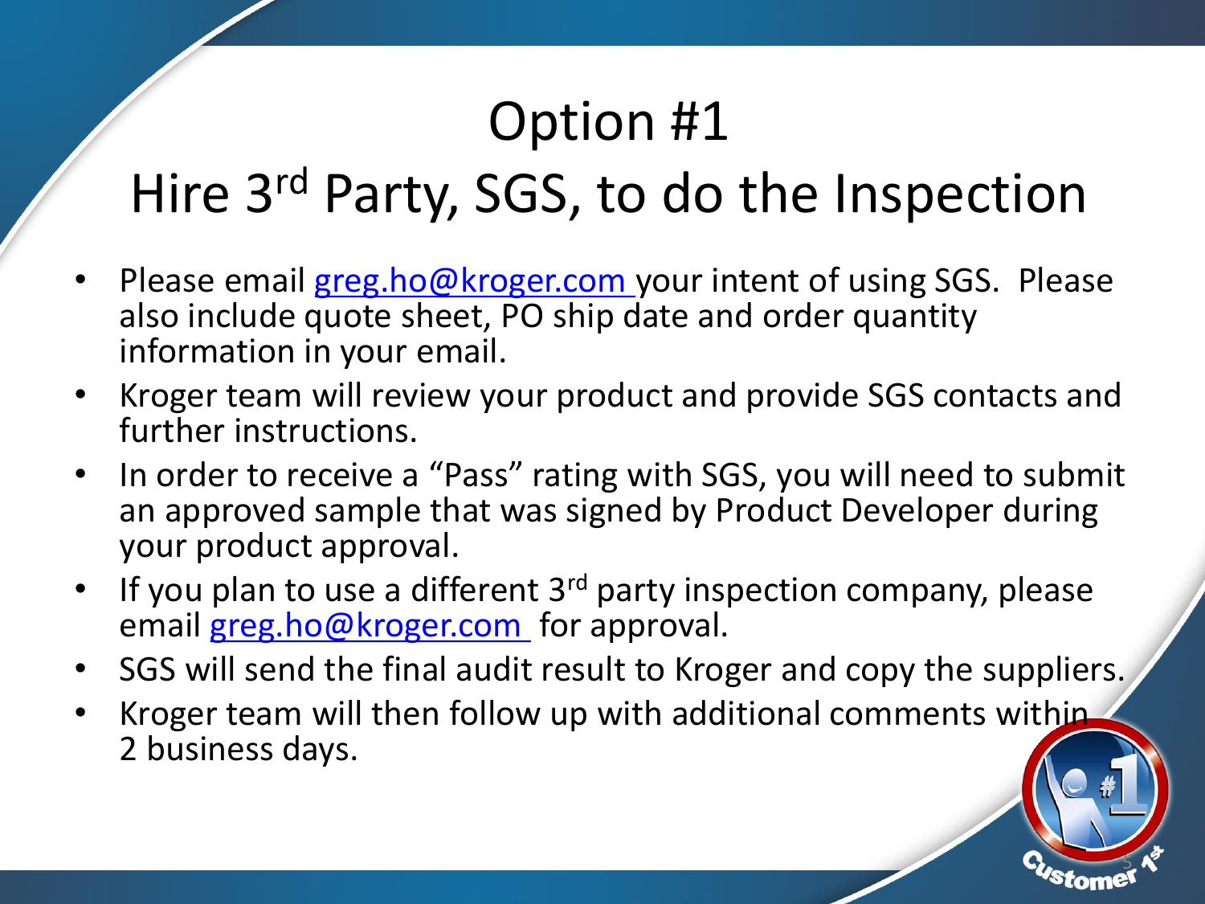# Option #1

## Hire 3rd Party, SGS, to do the Inspection

- Please email greg.ho@kroger.com your intent of using SGS. Please also include quote sheet, PO ship date and order quantity information in your email.
- Kroger team will review your product and provide SGS contacts and further instructions.
- In order to receive a "Pass" rating with SGS, you will need to submit an approved sample that was signed by Product Developer during your product approval.
- If you plan to use a different 3rd party inspection company, please email greg.ho@kroger.com for approval.
- SGS will send the final audit result to Kroger and copy the suppliers.
- Kroger team will then follow up with additional comments within 2 business days.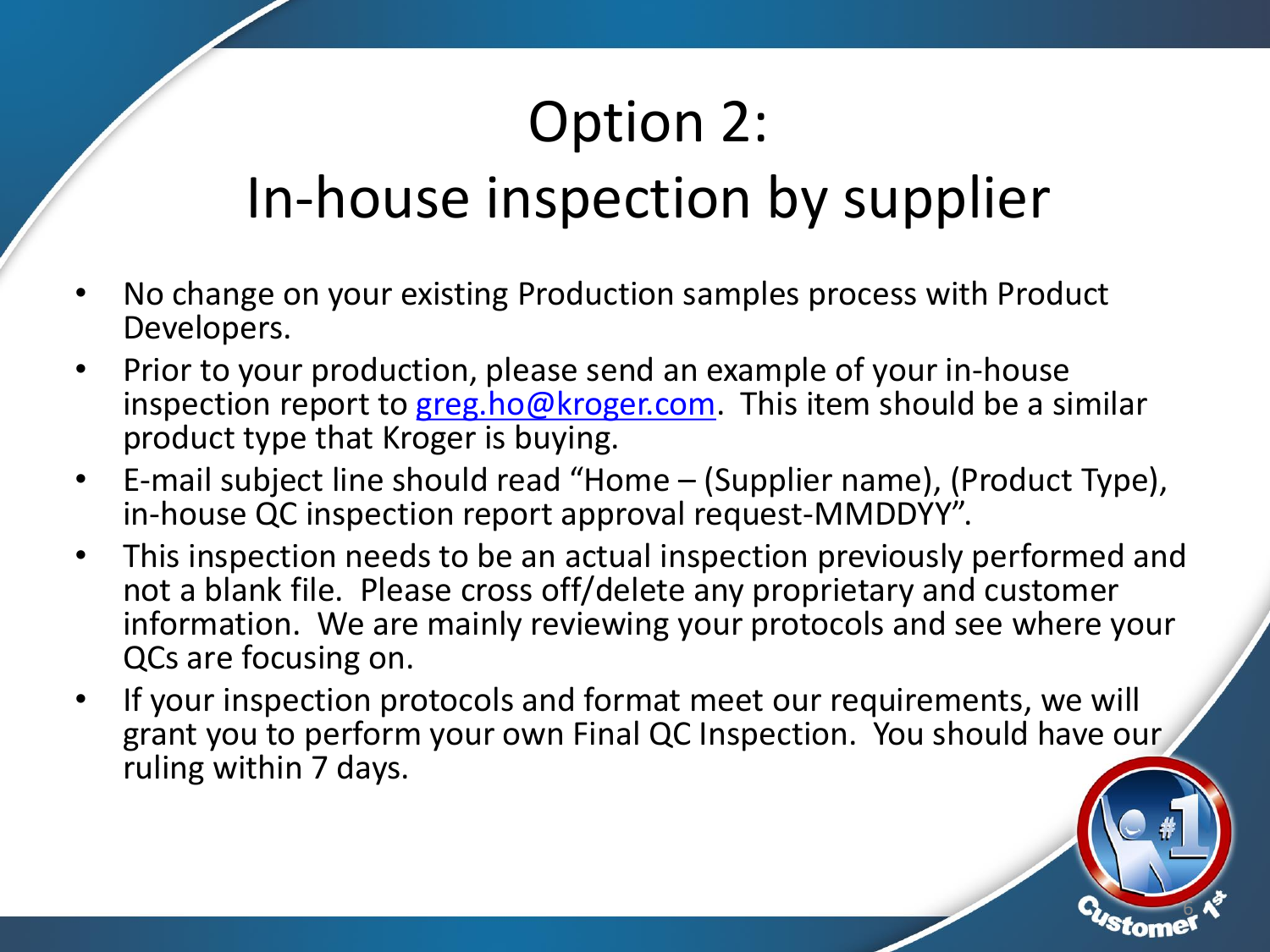# Option 2:
# In-house inspection by supplier

- No change on your existing Production samples process with Product Developers.
- Prior to your production, please send an example of your in-house inspection report to greg.ho@kroger.com. This item should be a similar product type that Kroger is buying.
- E-mail subject line should read "Home – (Supplier name), (Product Type), in-house QC inspection report approval request-MMDDYY".
- This inspection needs to be an actual inspection previously performed and not a blank file. Please cross off/delete any proprietary and customer information. We are mainly reviewing your protocols and see where your QCs are focusing on.
- If your inspection protocols and format meet our requirements, we will grant you to perform your own Final QC Inspection. You should have our ruling within 7 days.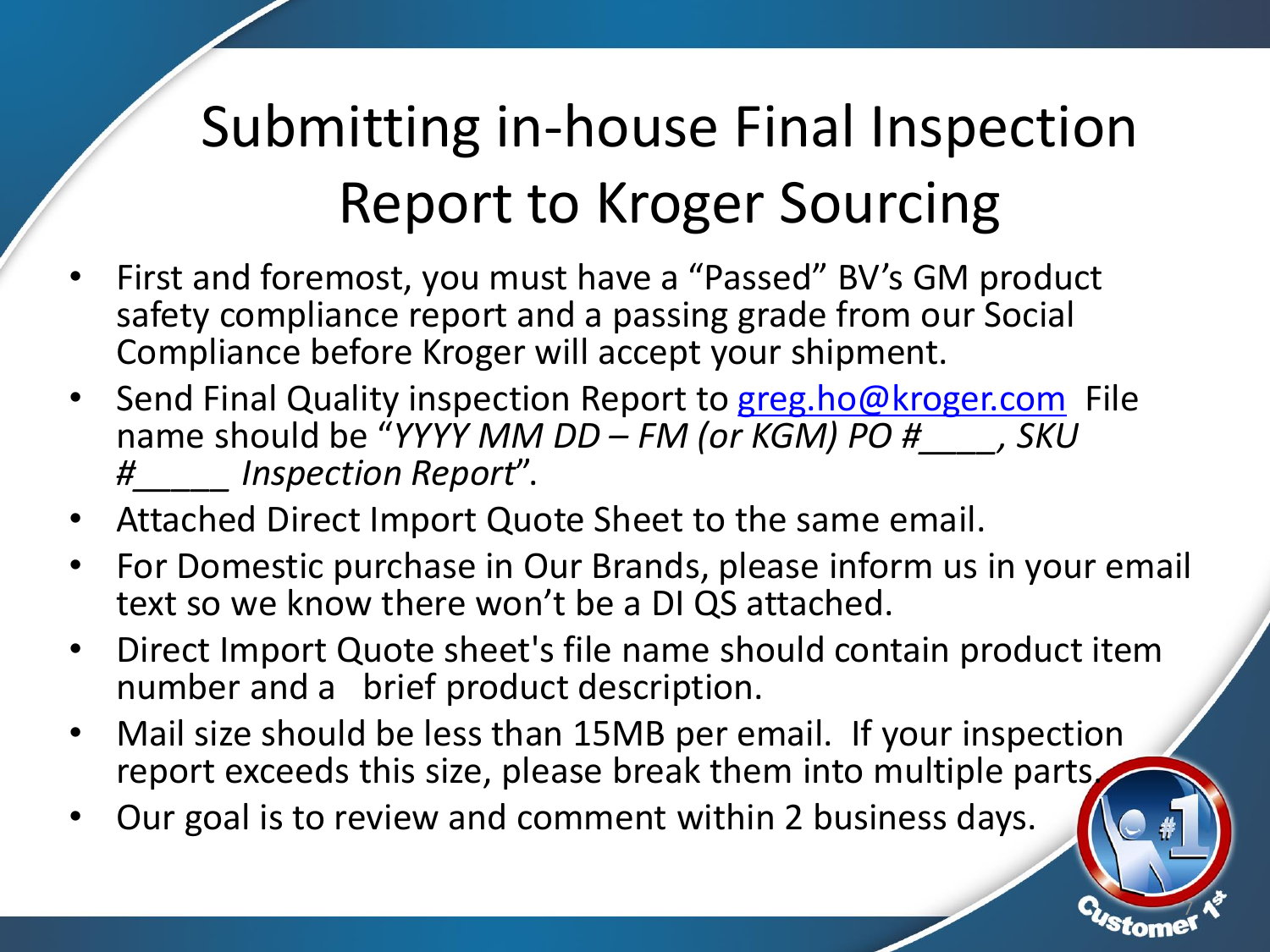# Submitting in-house Final Inspection Report to Kroger Sourcing

- First and foremost, you must have a “Passed” BV’s GM product safety compliance report and a passing grade from our Social Compliance before Kroger will accept your shipment.
- Send Final Quality inspection Report to greg.ho@kroger.com File name should be “*YYYY MM DD – FM (or KGM) PO #____, SKU #_____ Inspection Report*”.
- Attached Direct Import Quote Sheet to the same email.
- For Domestic purchase in Our Brands, please inform us in your email text so we know there won’t be a DI QS attached.
- Direct Import Quote sheet's file name should contain product item number and a brief product description.
- Mail size should be less than 15MB per email. If your inspection report exceeds this size, please break them into multiple parts.
- Our goal is to review and comment within 2 business days.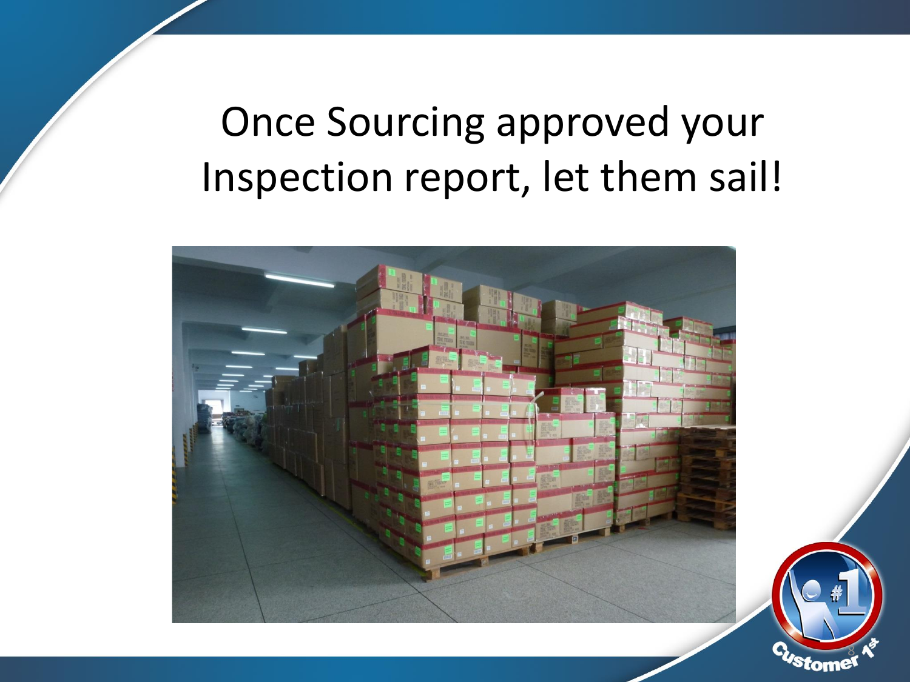# Once Sourcing approved your Inspection report, let them sail!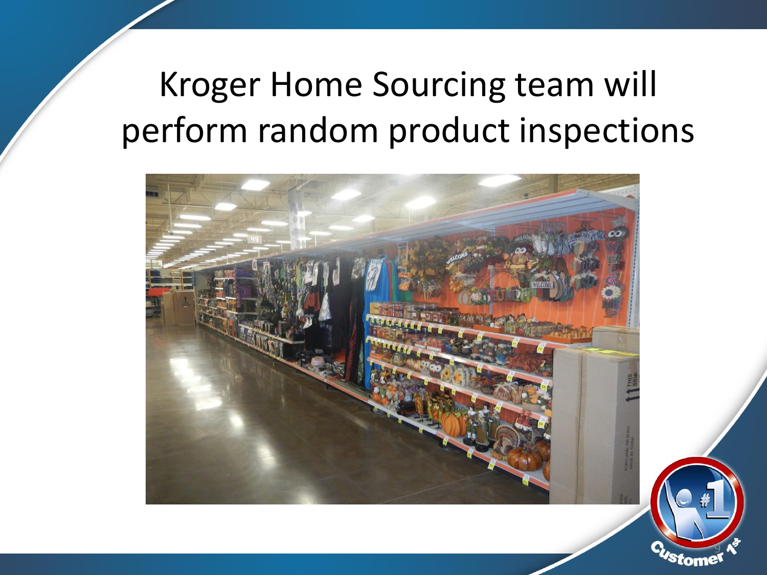# Kroger Home Sourcing team will perform random product inspections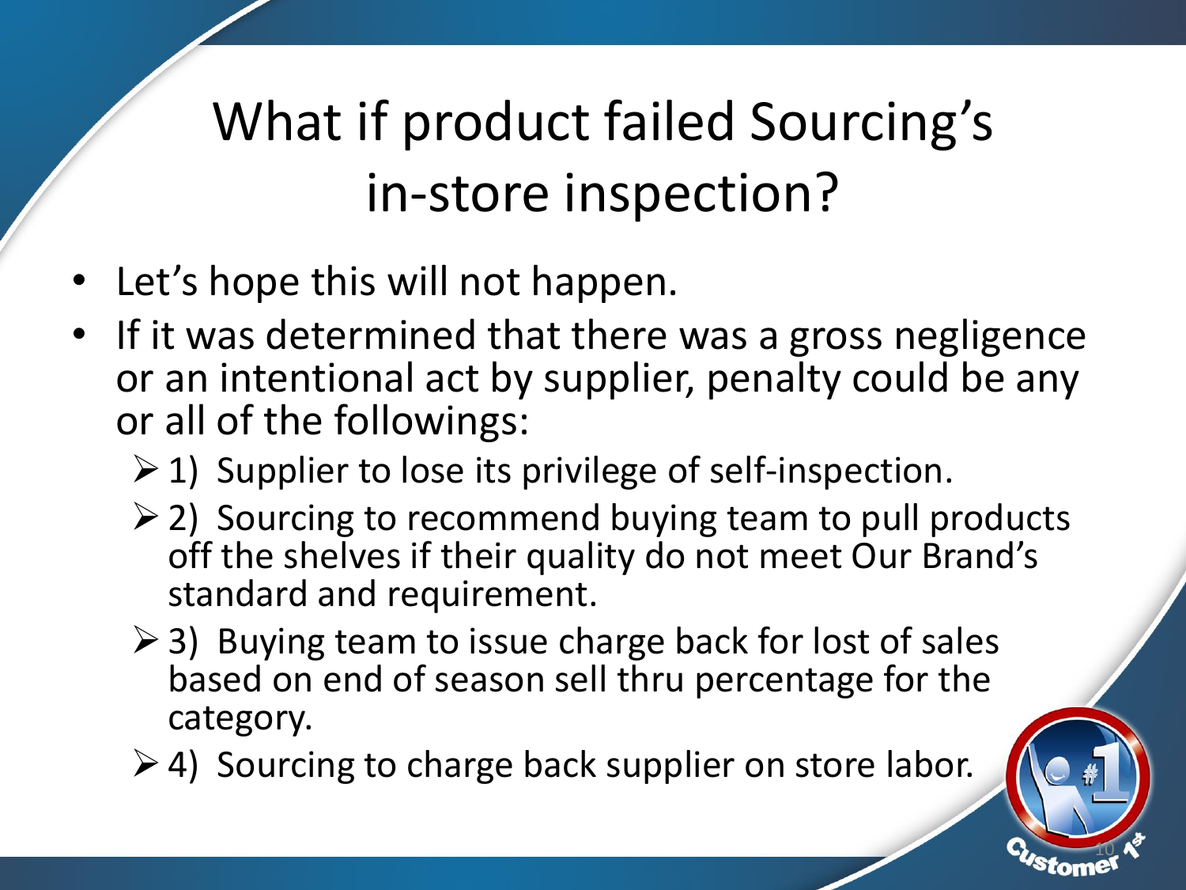# What if product failed Sourcing's in-store inspection?

- Let's hope this will not happen.
- If it was determined that there was a gross negligence or an intentional act by supplier, penalty could be any or all of the followings:
  - 1) Supplier to lose its privilege of self-inspection.
  - 2) Sourcing to recommend buying team to pull products off the shelves if their quality do not meet Our Brand's standard and requirement.
  - 3) Buying team to issue charge back for lost of sales based on end of season sell thru percentage for the category.
  - 4) Sourcing to charge back supplier on store labor.